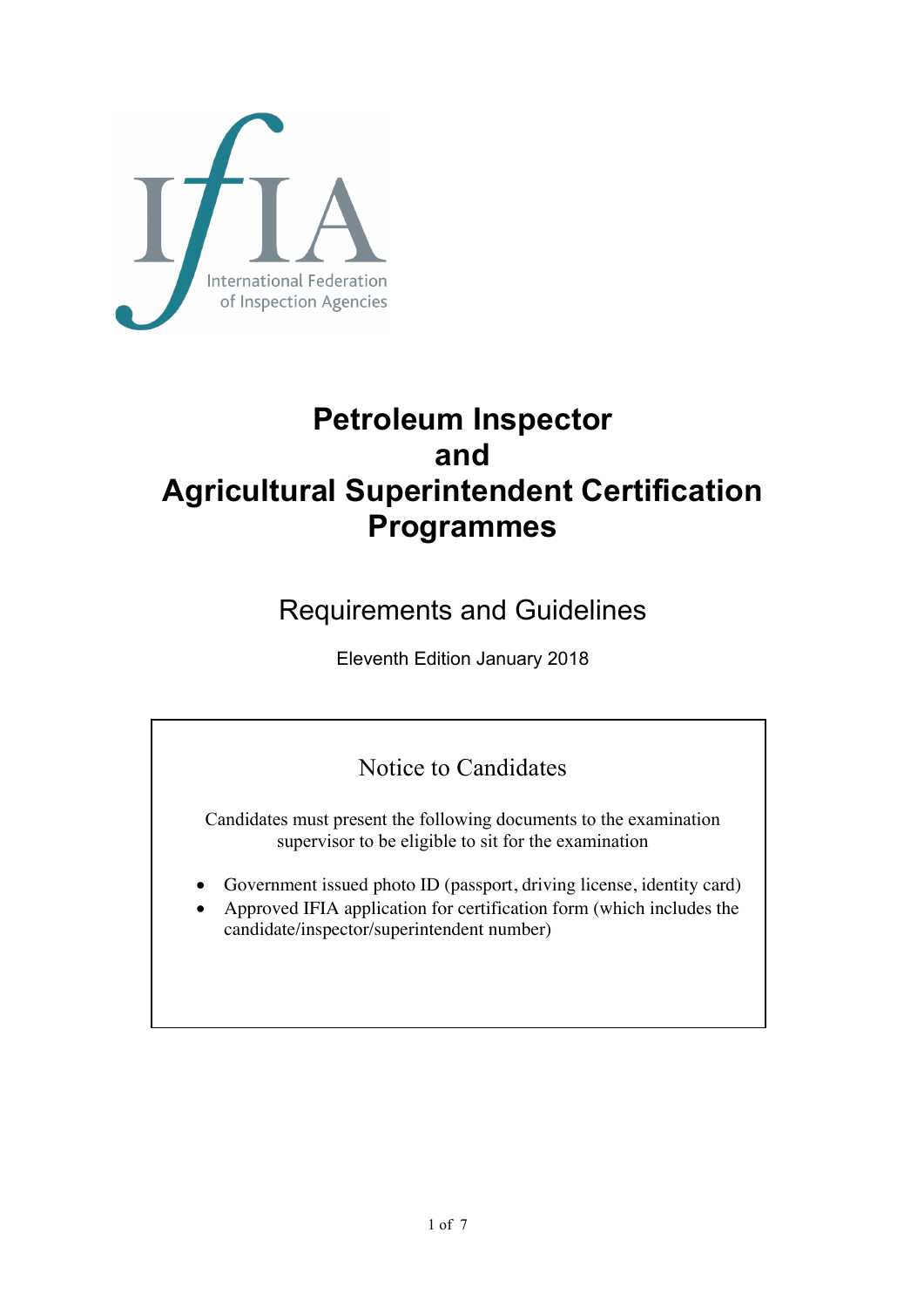IfIA

International Federation of Inspection Agencies

# Petroleum Inspector and Agricultural Superintendent Certification Programmes

## Requirements and Guidelines

Eleventh Edition January 2018

### Notice to Candidates

Candidates must present the following documents to the examination supervisor to be eligible to sit for the examination

- Government issued photo ID (passport, driving license, identity card)
- Approved IFIA application for certification form (which includes the candidate/inspector/superintendent number)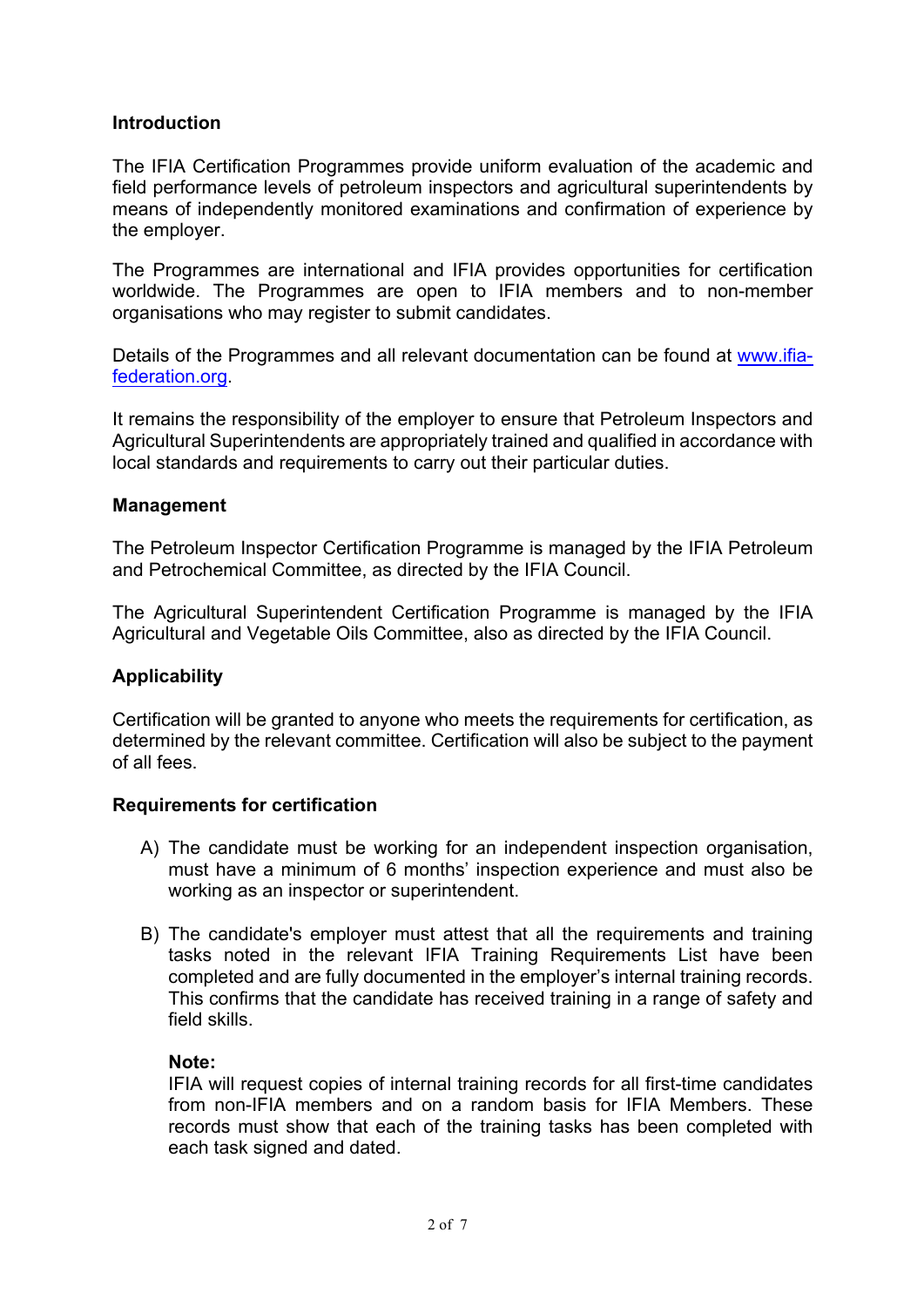## Introduction

The IFIA Certification Programmes provide uniform evaluation of the academic and field performance levels of petroleum inspectors and agricultural superintendents by means of independently monitored examinations and confirmation of experience by the employer.

The Programmes are international and IFIA provides opportunities for certification worldwide. The Programmes are open to IFIA members and to non-member organisations who may register to submit candidates.

Details of the Programmes and all relevant documentation can be found at [www.ifia-federation.org](http://www.ifia-federation.org).

It remains the responsibility of the employer to ensure that Petroleum Inspectors and Agricultural Superintendents are appropriately trained and qualified in accordance with local standards and requirements to carry out their particular duties.

## Management

The Petroleum Inspector Certification Programme is managed by the IFIA Petroleum and Petrochemical Committee, as directed by the IFIA Council.

The Agricultural Superintendent Certification Programme is managed by the IFIA Agricultural and Vegetable Oils Committee, also as directed by the IFIA Council.

## Applicability

Certification will be granted to anyone who meets the requirements for certification, as determined by the relevant committee. Certification will also be subject to the payment of all fees.

## Requirements for certification

A) The candidate must be working for an independent inspection organisation, must have a minimum of 6 months' inspection experience and must also be working as an inspector or superintendent.

B) The candidate's employer must attest that all the requirements and training tasks noted in the relevant IFIA Training Requirements List have been completed and are fully documented in the employer's internal training records. This confirms that the candidate has received training in a range of safety and field skills.

   **Note:**
   IFIA will request copies of internal training records for all first-time candidates from non-IFIA members and on a random basis for IFIA Members. These records must show that each of the training tasks has been completed with each task signed and dated.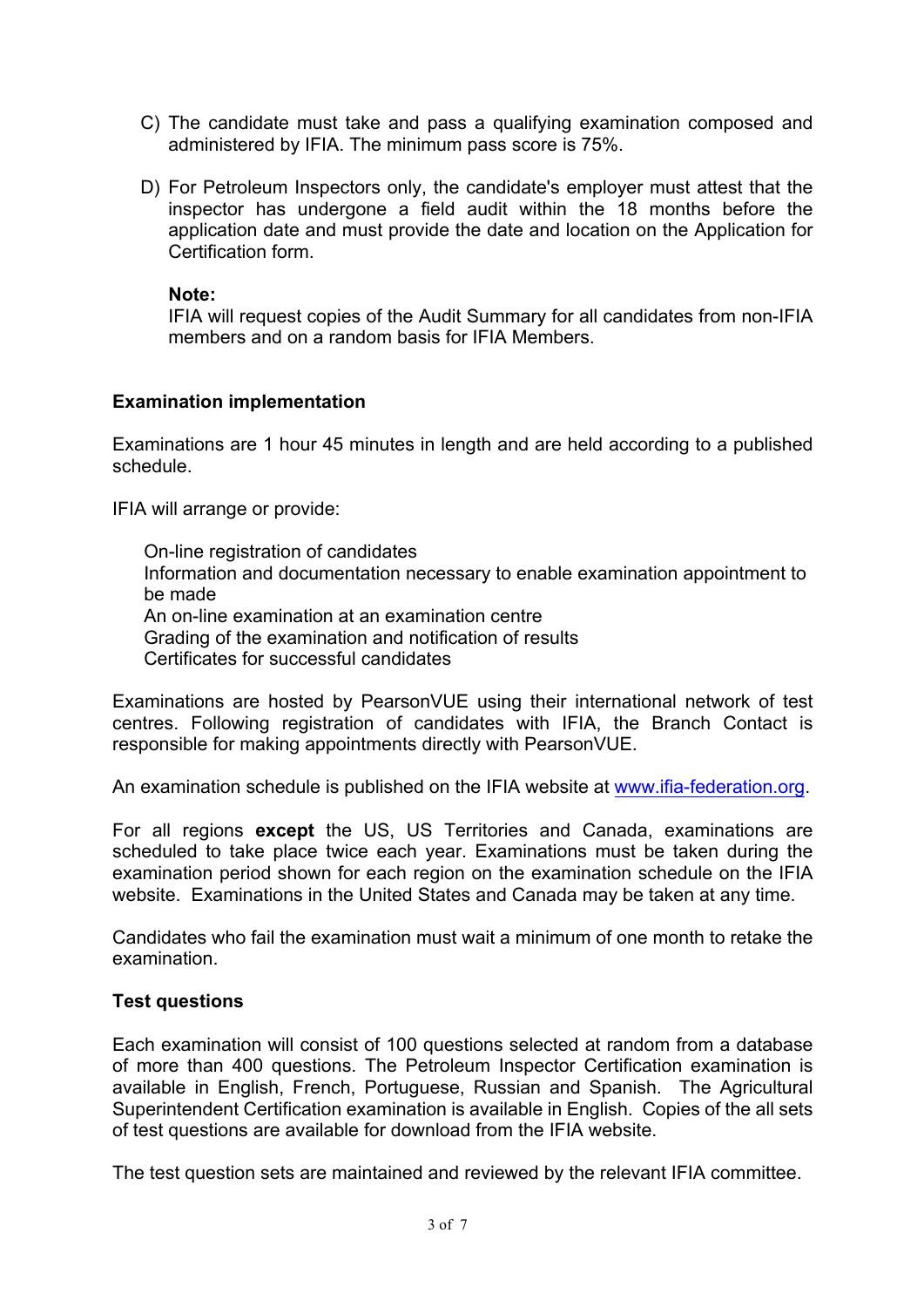C) The candidate must take and pass a qualifying examination composed and administered by IFIA. The minimum pass score is 75%.

D) For Petroleum Inspectors only, the candidate's employer must attest that the inspector has undergone a field audit within the 18 months before the application date and must provide the date and location on the Application for Certification form.

**Note:**
IFIA will request copies of the Audit Summary for all candidates from non-IFIA members and on a random basis for IFIA Members.

**Examination implementation**

Examinations are 1 hour 45 minutes in length and are held according to a published schedule.

IFIA will arrange or provide:

- On-line registration of candidates
- Information and documentation necessary to enable examination appointment to be made
- An on-line examination at an examination centre
- Grading of the examination and notification of results
- Certificates for successful candidates

Examinations are hosted by PearsonVUE using their international network of test centres. Following registration of candidates with IFIA, the Branch Contact is responsible for making appointments directly with PearsonVUE.

An examination schedule is published on the IFIA website at [www.ifia-federation.org](www.ifia-federation.org).

For all regions **except** the US, US Territories and Canada, examinations are scheduled to take place twice each year. Examinations must be taken during the examination period shown for each region on the examination schedule on the IFIA website. Examinations in the United States and Canada may be taken at any time.

Candidates who fail the examination must wait a minimum of one month to retake the examination.

**Test questions**

Each examination will consist of 100 questions selected at random from a database of more than 400 questions. The Petroleum Inspector Certification examination is available in English, French, Portuguese, Russian and Spanish. The Agricultural Superintendent Certification examination is available in English. Copies of the all sets of test questions are available for download from the IFIA website.

The test question sets are maintained and reviewed by the relevant IFIA committee.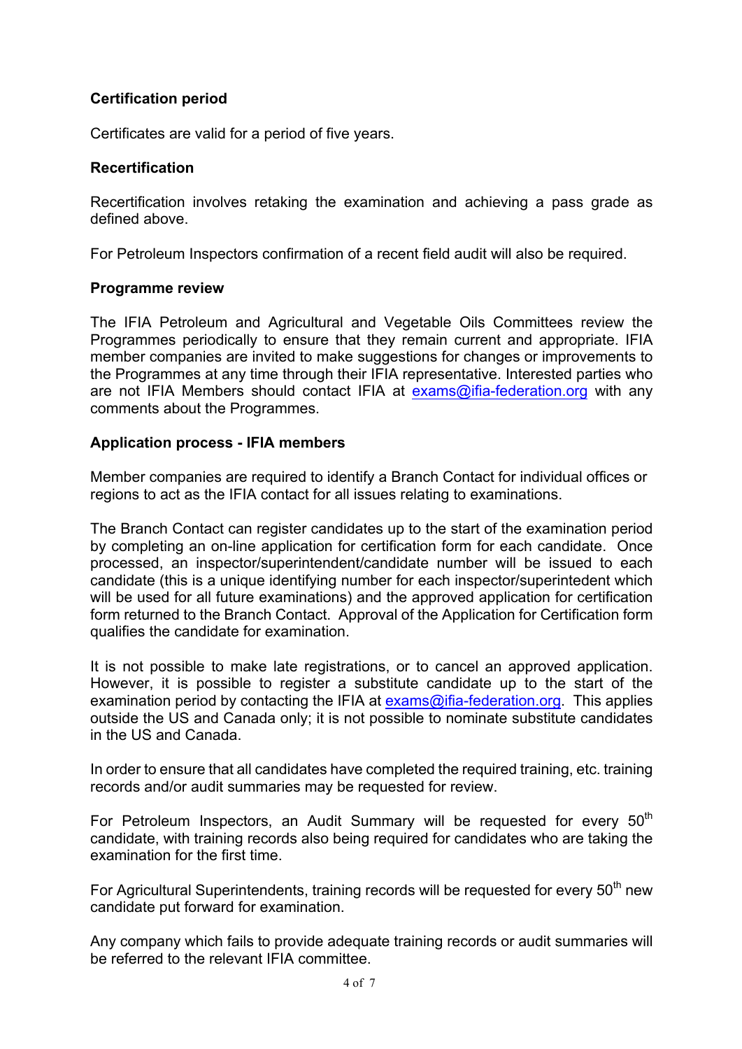**Certification period**

Certificates are valid for a period of five years.

**Recertification**

Recertification involves retaking the examination and achieving a pass grade as defined above.

For Petroleum Inspectors confirmation of a recent field audit will also be required.

**Programme review**

The IFIA Petroleum and Agricultural and Vegetable Oils Committees review the Programmes periodically to ensure that they remain current and appropriate. IFIA member companies are invited to make suggestions for changes or improvements to the Programmes at any time through their IFIA representative. Interested parties who are not IFIA Members should contact IFIA at exams@ifia-federation.org with any comments about the Programmes.

**Application process - IFIA members**

Member companies are required to identify a Branch Contact for individual offices or regions to act as the IFIA contact for all issues relating to examinations.

The Branch Contact can register candidates up to the start of the examination period by completing an on-line application for certification form for each candidate. Once processed, an inspector/superintendent/candidate number will be issued to each candidate (this is a unique identifying number for each inspector/superintedent which will be used for all future examinations) and the approved application for certification form returned to the Branch Contact. Approval of the Application for Certification form qualifies the candidate for examination.

It is not possible to make late registrations, or to cancel an approved application. However, it is possible to register a substitute candidate up to the start of the examination period by contacting the IFIA at exams@ifia-federation.org. This applies outside the US and Canada only; it is not possible to nominate substitute candidates in the US and Canada.

In order to ensure that all candidates have completed the required training, etc. training records and/or audit summaries may be requested for review.

For Petroleum Inspectors, an Audit Summary will be requested for every 50th candidate, with training records also being required for candidates who are taking the examination for the first time.

For Agricultural Superintendents, training records will be requested for every 50th new candidate put forward for examination.

Any company which fails to provide adequate training records or audit summaries will be referred to the relevant IFIA committee.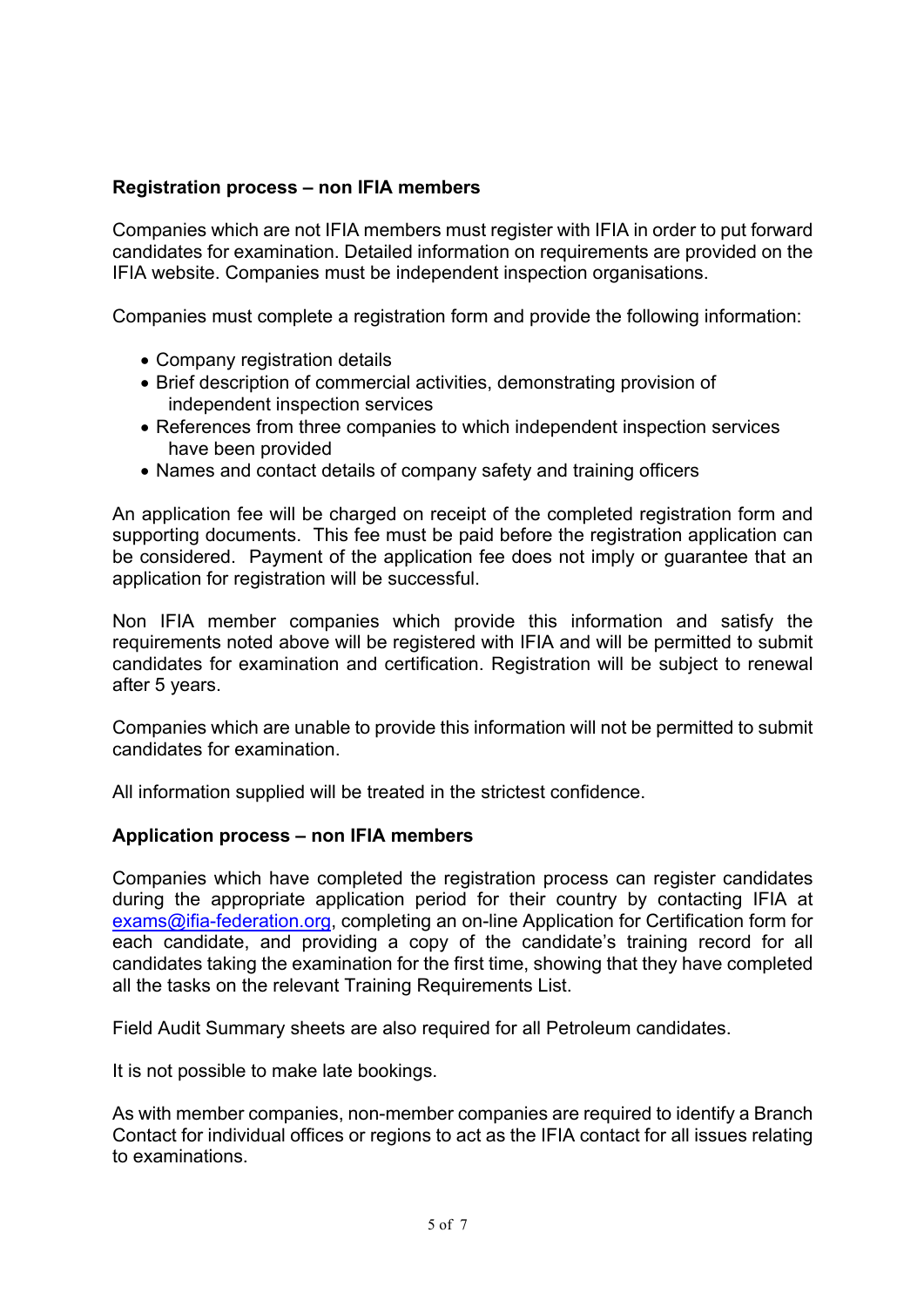**Registration process – non IFIA members**

Companies which are not IFIA members must register with IFIA in order to put forward candidates for examination. Detailed information on requirements are provided on the IFIA website. Companies must be independent inspection organisations.

Companies must complete a registration form and provide the following information:

- Company registration details
- Brief description of commercial activities, demonstrating provision of independent inspection services
- References from three companies to which independent inspection services have been provided
- Names and contact details of company safety and training officers

An application fee will be charged on receipt of the completed registration form and supporting documents. This fee must be paid before the registration application can be considered. Payment of the application fee does not imply or guarantee that an application for registration will be successful.

Non IFIA member companies which provide this information and satisfy the requirements noted above will be registered with IFIA and will be permitted to submit candidates for examination and certification. Registration will be subject to renewal after 5 years.

Companies which are unable to provide this information will not be permitted to submit candidates for examination.

All information supplied will be treated in the strictest confidence.

**Application process – non IFIA members**

Companies which have completed the registration process can register candidates during the appropriate application period for their country by contacting IFIA at exams@ifia-federation.org, completing an on-line Application for Certification form for each candidate, and providing a copy of the candidate's training record for all candidates taking the examination for the first time, showing that they have completed all the tasks on the relevant Training Requirements List.

Field Audit Summary sheets are also required for all Petroleum candidates.

It is not possible to make late bookings.

As with member companies, non-member companies are required to identify a Branch Contact for individual offices or regions to act as the IFIA contact for all issues relating to examinations.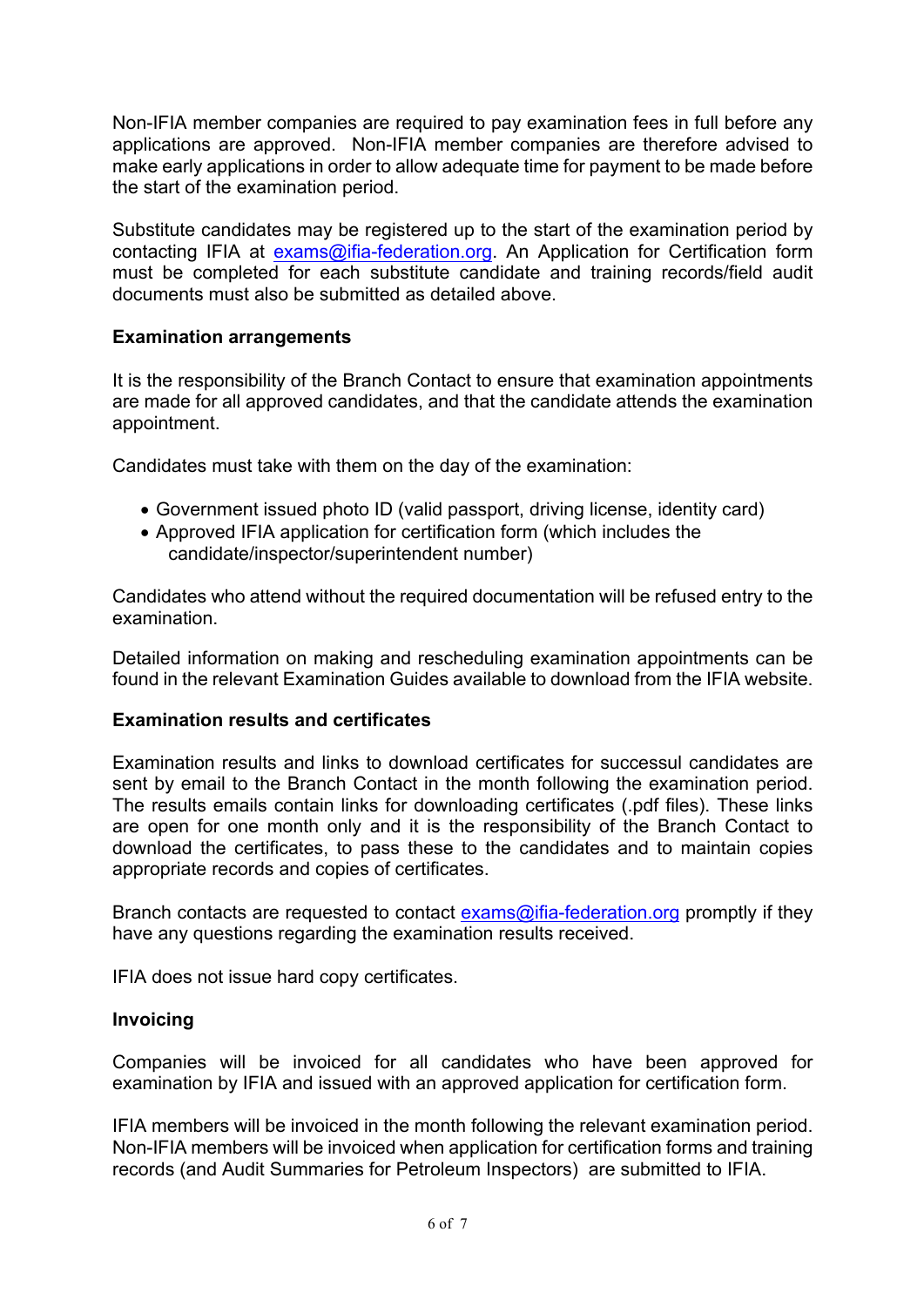Non-IFIA member companies are required to pay examination fees in full before any applications are approved. Non-IFIA member companies are therefore advised to make early applications in order to allow adequate time for payment to be made before the start of the examination period.

Substitute candidates may be registered up to the start of the examination period by contacting IFIA at exams@ifia-federation.org. An Application for Certification form must be completed for each substitute candidate and training records/field audit documents must also be submitted as detailed above.

**Examination arrangements**

It is the responsibility of the Branch Contact to ensure that examination appointments are made for all approved candidates, and that the candidate attends the examination appointment.

Candidates must take with them on the day of the examination:

- Government issued photo ID (valid passport, driving license, identity card)
- Approved IFIA application for certification form (which includes the candidate/inspector/superintendent number)

Candidates who attend without the required documentation will be refused entry to the examination.

Detailed information on making and rescheduling examination appointments can be found in the relevant Examination Guides available to download from the IFIA website.

**Examination results and certificates**

Examination results and links to download certificates for successul candidates are sent by email to the Branch Contact in the month following the examination period. The results emails contain links for downloading certificates (.pdf files). These links are open for one month only and it is the responsibility of the Branch Contact to download the certificates, to pass these to the candidates and to maintain copies appropriate records and copies of certificates.

Branch contacts are requested to contact exams@ifia-federation.org promptly if they have any questions regarding the examination results received.

IFIA does not issue hard copy certificates.

**Invoicing**

Companies will be invoiced for all candidates who have been approved for examination by IFIA and issued with an approved application for certification form.

IFIA members will be invoiced in the month following the relevant examination period. Non-IFIA members will be invoiced when application for certification forms and training records (and Audit Summaries for Petroleum Inspectors) are submitted to IFIA.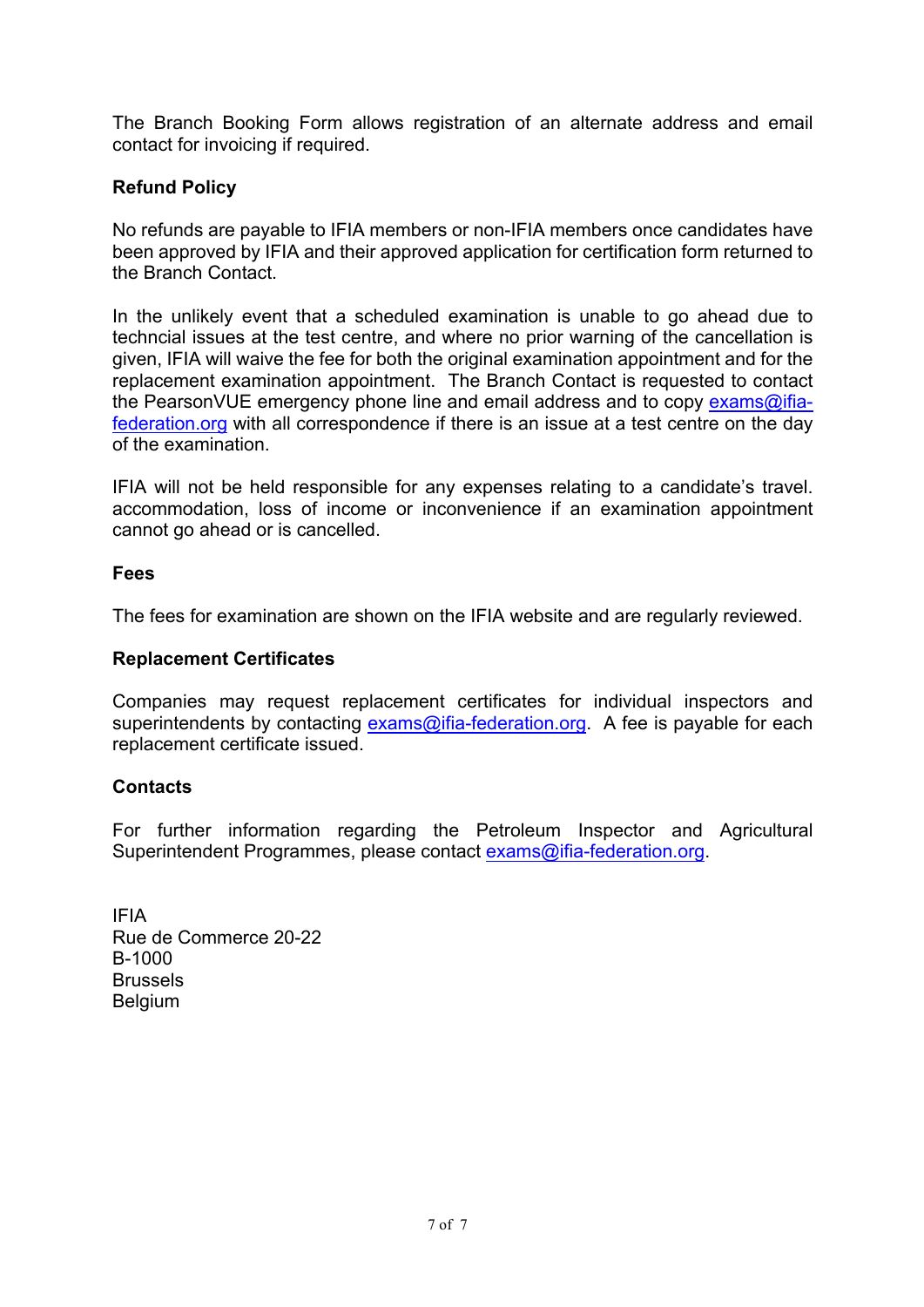The Branch Booking Form allows registration of an alternate address and email contact for invoicing if required.

**Refund Policy**

No refunds are payable to IFIA members or non-IFIA members once candidates have been approved by IFIA and their approved application for certification form returned to the Branch Contact.

In the unlikely event that a scheduled examination is unable to go ahead due to techncial issues at the test centre, and where no prior warning of the cancellation is given, IFIA will waive the fee for both the original examination appointment and for the replacement examination appointment. The Branch Contact is requested to contact the PearsonVUE emergency phone line and email address and to copy exams@ifia-federation.org with all correspondence if there is an issue at a test centre on the day of the examination.

IFIA will not be held responsible for any expenses relating to a candidate's travel. accommodation, loss of income or inconvenience if an examination appointment cannot go ahead or is cancelled.

**Fees**

The fees for examination are shown on the IFIA website and are regularly reviewed.

**Replacement Certificates**

Companies may request replacement certificates for individual inspectors and superintendents by contacting exams@ifia-federation.org. A fee is payable for each replacement certificate issued.

**Contacts**

For further information regarding the Petroleum Inspector and Agricultural Superintendent Programmes, please contact exams@ifia-federation.org.

IFIA  
Rue de Commerce 20-22  
B-1000  
Brussels  
Belgium